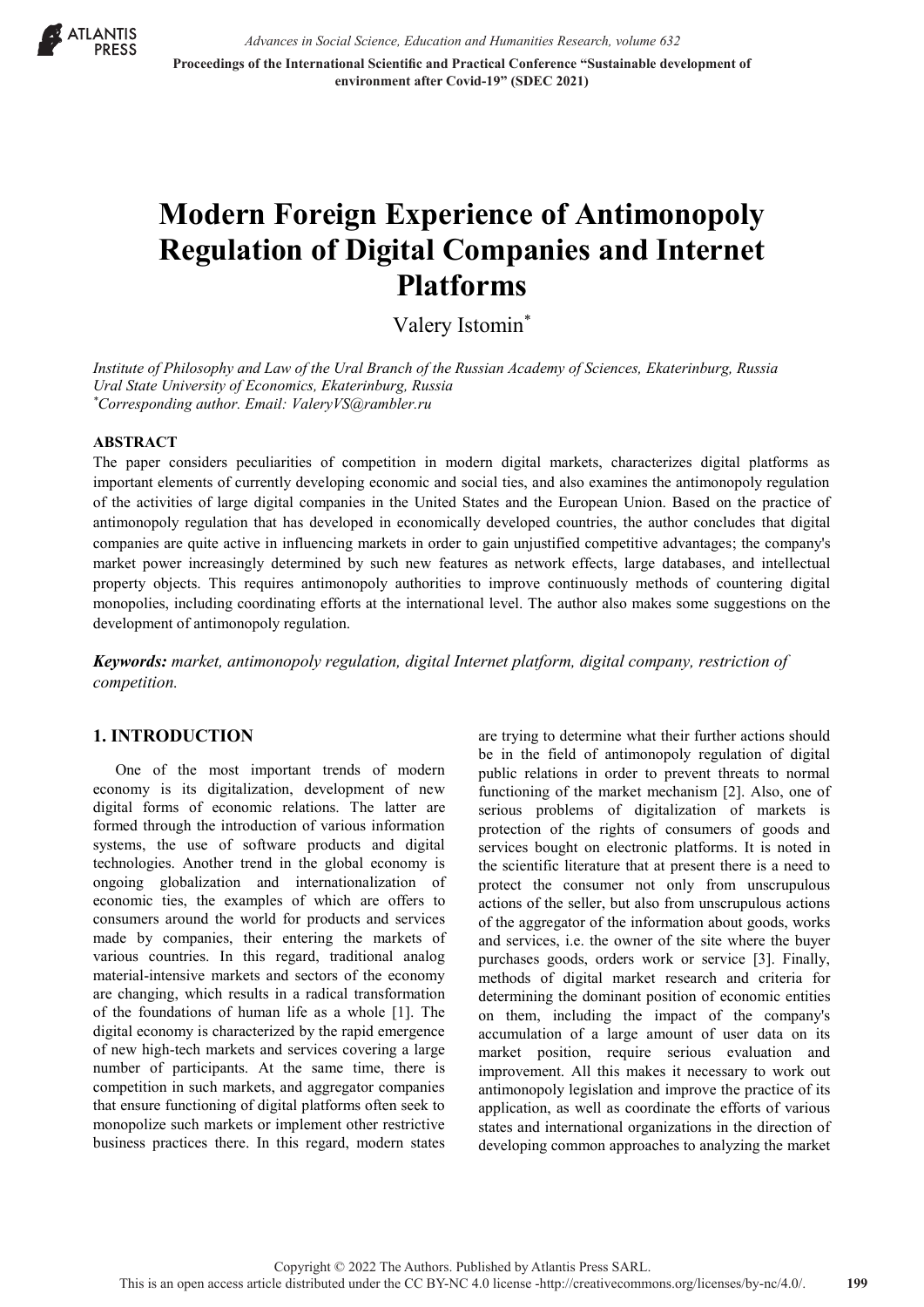# Modern Foreign Experience of Antimonopoly Regulation of Digital Companies and Internet Platforms

Valery Istomin*

*Institute of Philosophy and Law of the Ural Branch of the Russian Academy of Sciences, Ekaterinburg, Russia*
*Ural State University of Economics, Ekaterinburg, Russia*
*\*Corresponding author. Email: ValeryVS@rambler.ru*

## ABSTRACT

The paper considers peculiarities of competition in modern digital markets, characterizes digital platforms as important elements of currently developing economic and social ties, and also examines the antimonopoly regulation of the activities of large digital companies in the United States and the European Union. Based on the practice of antimonopoly regulation that has developed in economically developed countries, the author concludes that digital companies are quite active in influencing markets in order to gain unjustified competitive advantages; the company's market power increasingly determined by such new features as network effects, large databases, and intellectual property objects. This requires antimonopoly authorities to improve continuously methods of countering digital monopolies, including coordinating efforts at the international level. The author also makes some suggestions on the development of antimonopoly regulation.

***Keywords:*** *market, antimonopoly regulation, digital Internet platform, digital company, restriction of competition.*

## 1. INTRODUCTION

One of the most important trends of modern economy is its digitalization, development of new digital forms of economic relations. The latter are formed through the introduction of various information systems, the use of software products and digital technologies. Another trend in the global economy is ongoing globalization and internationalization of economic ties, the examples of which are offers to consumers around the world for products and services made by companies, their entering the markets of various countries. In this regard, traditional analog material-intensive markets and sectors of the economy are changing, which results in a radical transformation of the foundations of human life as a whole [1]. The digital economy is characterized by the rapid emergence of new high-tech markets and services covering a large number of participants. At the same time, there is competition in such markets, and aggregator companies that ensure functioning of digital platforms often seek to monopolize such markets or implement other restrictive business practices there. In this regard, modern states are trying to determine what their further actions should be in the field of antimonopoly regulation of digital public relations in order to prevent threats to normal functioning of the market mechanism [2]. Also, one of serious problems of digitalization of markets is protection of the rights of consumers of goods and services bought on electronic platforms. It is noted in the scientific literature that at present there is a need to protect the consumer not only from unscrupulous actions of the seller, but also from unscrupulous actions of the aggregator of the information about goods, works and services, i.e. the owner of the site where the buyer purchases goods, orders work or service [3]. Finally, methods of digital market research and criteria for determining the dominant position of economic entities on them, including the impact of the company's accumulation of a large amount of user data on its market position, require serious evaluation and improvement. All this makes it necessary to work out antimonopoly legislation and improve the practice of its application, as well as coordinate the efforts of various states and international organizations in the direction of developing common approaches to analyzing the market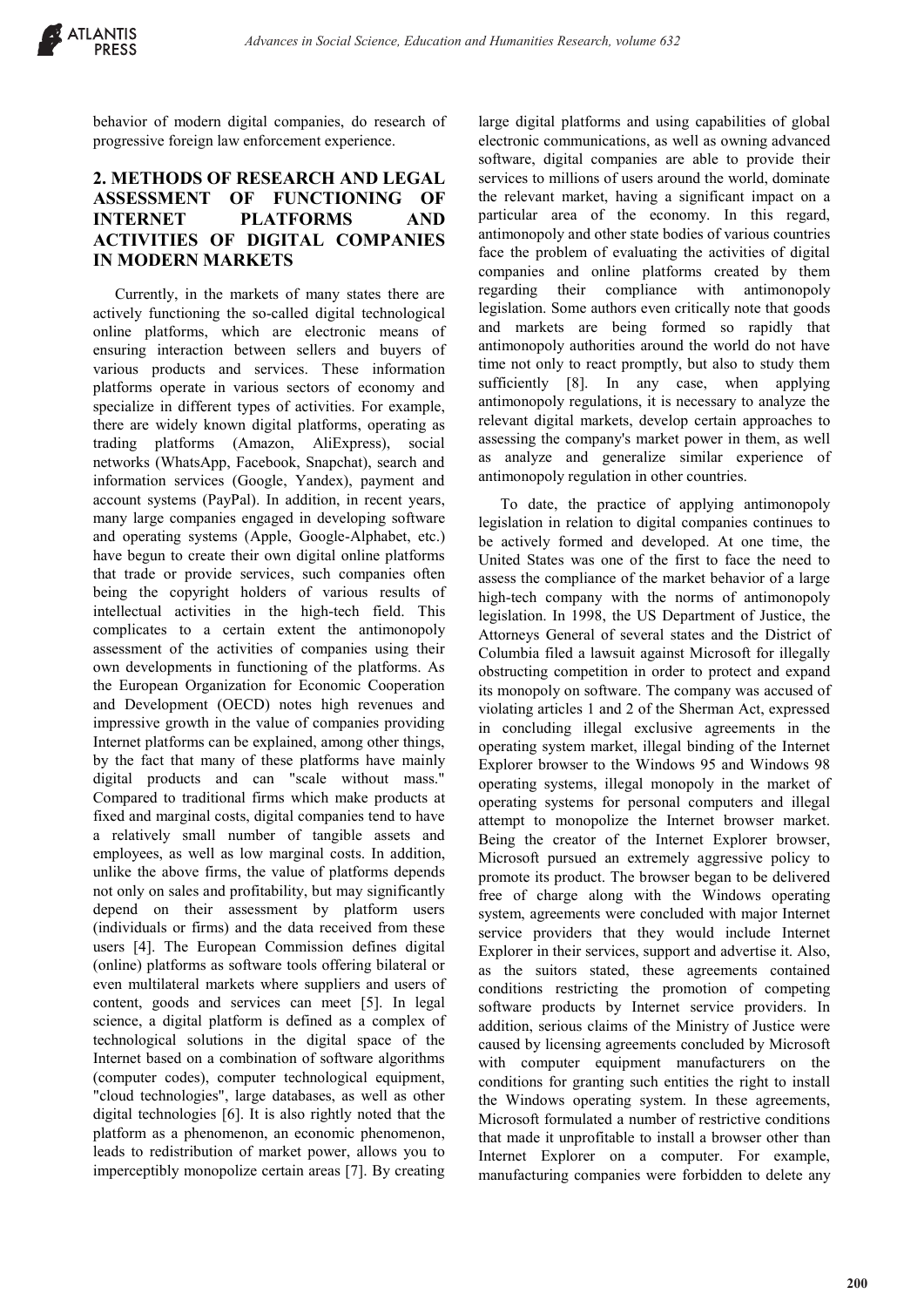behavior of modern digital companies, do research of progressive foreign law enforcement experience.

## 2. METHODS OF RESEARCH AND LEGAL ASSESSMENT OF FUNCTIONING OF INTERNET PLATFORMS AND ACTIVITIES OF DIGITAL COMPANIES IN MODERN MARKETS

Currently, in the markets of many states there are actively functioning the so-called digital technological online platforms, which are electronic means of ensuring interaction between sellers and buyers of various products and services. These information platforms operate in various sectors of economy and specialize in different types of activities. For example, there are widely known digital platforms, operating as trading platforms (Amazon, AliExpress), social networks (WhatsApp, Facebook, Snapchat), search and information services (Google, Yandex), payment and account systems (PayPal). In addition, in recent years, many large companies engaged in developing software and operating systems (Apple, Google-Alphabet, etc.) have begun to create their own digital online platforms that trade or provide services, such companies often being the copyright holders of various results of intellectual activities in the high-tech field. This complicates to a certain extent the antimonopoly assessment of the activities of companies using their own developments in functioning of the platforms. As the European Organization for Economic Cooperation and Development (OECD) notes high revenues and impressive growth in the value of companies providing Internet platforms can be explained, among other things, by the fact that many of these platforms have mainly digital products and can "scale without mass." Compared to traditional firms which make products at fixed and marginal costs, digital companies tend to have a relatively small number of tangible assets and employees, as well as low marginal costs. In addition, unlike the above firms, the value of platforms depends not only on sales and profitability, but may significantly depend on their assessment by platform users (individuals or firms) and the data received from these users [4]. The European Commission defines digital (online) platforms as software tools offering bilateral or even multilateral markets where suppliers and users of content, goods and services can meet [5]. In legal science, a digital platform is defined as a complex of technological solutions in the digital space of the Internet based on a combination of software algorithms (computer codes), computer technological equipment, "cloud technologies", large databases, as well as other digital technologies [6]. It is also rightly noted that the platform as a phenomenon, an economic phenomenon, leads to redistribution of market power, allows you to imperceptibly monopolize certain areas [7]. By creating large digital platforms and using capabilities of global electronic communications, as well as owning advanced software, digital companies are able to provide their services to millions of users around the world, dominate the relevant market, having a significant impact on a particular area of the economy. In this regard, antimonopoly and other state bodies of various countries face the problem of evaluating the activities of digital companies and online platforms created by them regarding their compliance with antimonopoly legislation. Some authors even critically note that goods and markets are being formed so rapidly that antimonopoly authorities around the world do not have time not only to react promptly, but also to study them sufficiently [8]. In any case, when applying antimonopoly regulations, it is necessary to analyze the relevant digital markets, develop certain approaches to assessing the company's market power in them, as well as analyze and generalize similar experience of antimonopoly regulation in other countries.

To date, the practice of applying antimonopoly legislation in relation to digital companies continues to be actively formed and developed. At one time, the United States was one of the first to face the need to assess the compliance of the market behavior of a large high-tech company with the norms of antimonopoly legislation. In 1998, the US Department of Justice, the Attorneys General of several states and the District of Columbia filed a lawsuit against Microsoft for illegally obstructing competition in order to protect and expand its monopoly on software. The company was accused of violating articles 1 and 2 of the Sherman Act, expressed in concluding illegal exclusive agreements in the operating system market, illegal binding of the Internet Explorer browser to the Windows 95 and Windows 98 operating systems, illegal monopoly in the market of operating systems for personal computers and illegal attempt to monopolize the Internet browser market. Being the creator of the Internet Explorer browser, Microsoft pursued an extremely aggressive policy to promote its product. The browser began to be delivered free of charge along with the Windows operating system, agreements were concluded with major Internet service providers that they would include Internet Explorer in their services, support and advertise it. Also, as the suitors stated, these agreements contained conditions restricting the promotion of competing software products by Internet service providers. In addition, serious claims of the Ministry of Justice were caused by licensing agreements concluded by Microsoft with computer equipment manufacturers on the conditions for granting such entities the right to install the Windows operating system. In these agreements, Microsoft formulated a number of restrictive conditions that made it unprofitable to install a browser other than Internet Explorer on a computer. For example, manufacturing companies were forbidden to delete any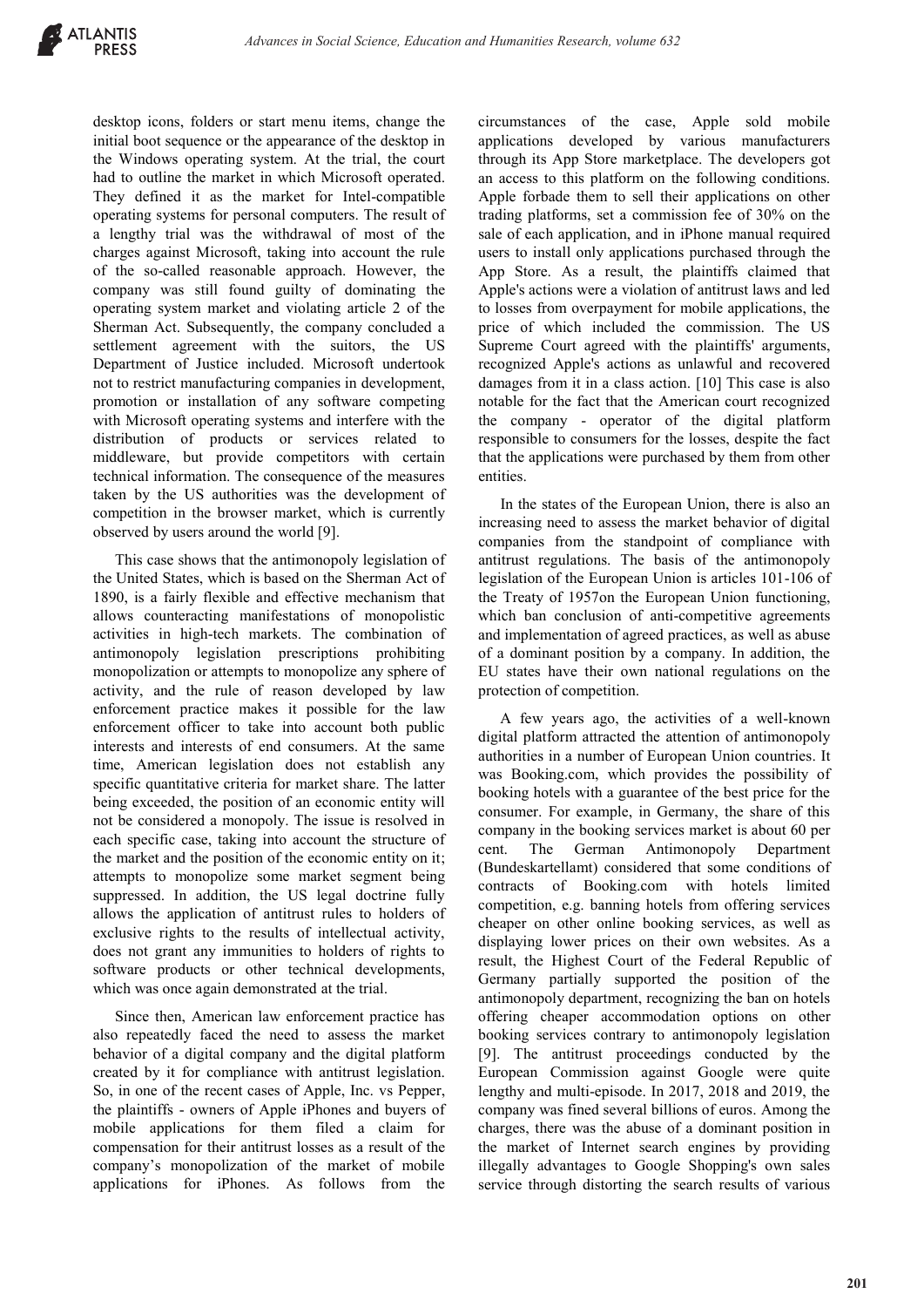desktop icons, folders or start menu items, change the initial boot sequence or the appearance of the desktop in the Windows operating system. At the trial, the court had to outline the market in which Microsoft operated. They defined it as the market for Intel-compatible operating systems for personal computers. The result of a lengthy trial was the withdrawal of most of the charges against Microsoft, taking into account the rule of the so-called reasonable approach. However, the company was still found guilty of dominating the operating system market and violating article 2 of the Sherman Act. Subsequently, the company concluded a settlement agreement with the suitors, the US Department of Justice included. Microsoft undertook not to restrict manufacturing companies in development, promotion or installation of any software competing with Microsoft operating systems and interfere with the distribution of products or services related to middleware, but provide competitors with certain technical information. The consequence of the measures taken by the US authorities was the development of competition in the browser market, which is currently observed by users around the world [9].

This case shows that the antimonopoly legislation of the United States, which is based on the Sherman Act of 1890, is a fairly flexible and effective mechanism that allows counteracting manifestations of monopolistic activities in high-tech markets. The combination of antimonopoly legislation prescriptions prohibiting monopolization or attempts to monopolize any sphere of activity, and the rule of reason developed by law enforcement practice makes it possible for the law enforcement officer to take into account both public interests and interests of end consumers. At the same time, American legislation does not establish any specific quantitative criteria for market share. The latter being exceeded, the position of an economic entity will not be considered a monopoly. The issue is resolved in each specific case, taking into account the structure of the market and the position of the economic entity on it; attempts to monopolize some market segment being suppressed. In addition, the US legal doctrine fully allows the application of antitrust rules to holders of exclusive rights to the results of intellectual activity, does not grant any immunities to holders of rights to software products or other technical developments, which was once again demonstrated at the trial.

Since then, American law enforcement practice has also repeatedly faced the need to assess the market behavior of a digital company and the digital platform created by it for compliance with antitrust legislation. So, in one of the recent cases of Apple, Inc. vs Pepper, the plaintiffs - owners of Apple iPhones and buyers of mobile applications for them filed a claim for compensation for their antitrust losses as a result of the company's monopolization of the market of mobile applications for iPhones. As follows from the circumstances of the case, Apple sold mobile applications developed by various manufacturers through its App Store marketplace. The developers got an access to this platform on the following conditions. Apple forbade them to sell their applications on other trading platforms, set a commission fee of 30% on the sale of each application, and in iPhone manual required users to install only applications purchased through the App Store. As a result, the plaintiffs claimed that Apple's actions were a violation of antitrust laws and led to losses from overpayment for mobile applications, the price of which included the commission. The US Supreme Court agreed with the plaintiffs' arguments, recognized Apple's actions as unlawful and recovered damages from it in a class action. [10] This case is also notable for the fact that the American court recognized the company - operator of the digital platform responsible to consumers for the losses, despite the fact that the applications were purchased by them from other entities.

In the states of the European Union, there is also an increasing need to assess the market behavior of digital companies from the standpoint of compliance with antitrust regulations. The basis of the antimonopoly legislation of the European Union is articles 101-106 of the Treaty of 1957on the European Union functioning, which ban conclusion of anti-competitive agreements and implementation of agreed practices, as well as abuse of a dominant position by a company. In addition, the EU states have their own national regulations on the protection of competition.

A few years ago, the activities of a well-known digital platform attracted the attention of antimonopoly authorities in a number of European Union countries. It was Booking.com, which provides the possibility of booking hotels with a guarantee of the best price for the consumer. For example, in Germany, the share of this company in the booking services market is about 60 per cent. The German Antimonopoly Department (Bundeskartellamt) considered that some conditions of contracts of Booking.com with hotels limited competition, e.g. banning hotels from offering services cheaper on other online booking services, as well as displaying lower prices on their own websites. As a result, the Highest Court of the Federal Republic of Germany partially supported the position of the antimonopoly department, recognizing the ban on hotels offering cheaper accommodation options on other booking services contrary to antimonopoly legislation [9]. The antitrust proceedings conducted by the European Commission against Google were quite lengthy and multi-episode. In 2017, 2018 and 2019, the company was fined several billions of euros. Among the charges, there was the abuse of a dominant position in the market of Internet search engines by providing illegally advantages to Google Shopping's own sales service through distorting the search results of various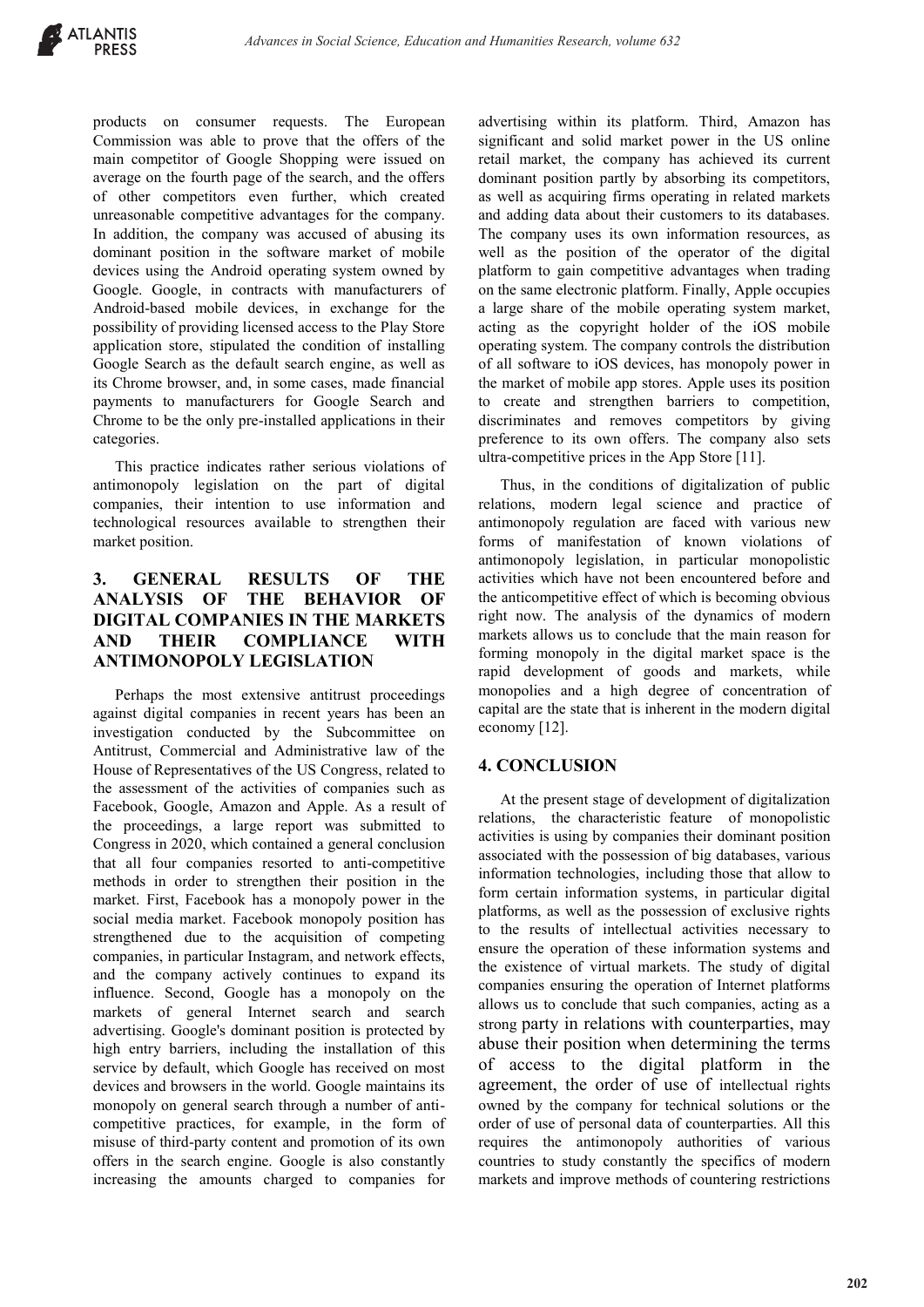products on consumer requests. The European Commission was able to prove that the offers of the main competitor of Google Shopping were issued on average on the fourth page of the search, and the offers of other competitors even further, which created unreasonable competitive advantages for the company. In addition, the company was accused of abusing its dominant position in the software market of mobile devices using the Android operating system owned by Google. Google, in contracts with manufacturers of Android-based mobile devices, in exchange for the possibility of providing licensed access to the Play Store application store, stipulated the condition of installing Google Search as the default search engine, as well as its Chrome browser, and, in some cases, made financial payments to manufacturers for Google Search and Chrome to be the only pre-installed applications in their categories.

This practice indicates rather serious violations of antimonopoly legislation on the part of digital companies, their intention to use information and technological resources available to strengthen their market position.

## 3. GENERAL RESULTS OF THE ANALYSIS OF THE BEHAVIOR OF DIGITAL COMPANIES IN THE MARKETS AND THEIR COMPLIANCE WITH ANTIMONOPOLY LEGISLATION

Perhaps the most extensive antitrust proceedings against digital companies in recent years has been an investigation conducted by the Subcommittee on Antitrust, Commercial and Administrative law of the House of Representatives of the US Congress, related to the assessment of the activities of companies such as Facebook, Google, Amazon and Apple. As a result of the proceedings, a large report was submitted to Congress in 2020, which contained a general conclusion that all four companies resorted to anti-competitive methods in order to strengthen their position in the market. First, Facebook has a monopoly power in the social media market. Facebook monopoly position has strengthened due to the acquisition of competing companies, in particular Instagram, and network effects, and the company actively continues to expand its influence. Second, Google has a monopoly on the markets of general Internet search and search advertising. Google's dominant position is protected by high entry barriers, including the installation of this service by default, which Google has received on most devices and browsers in the world. Google maintains its monopoly on general search through a number of anti-competitive practices, for example, in the form of misuse of third-party content and promotion of its own offers in the search engine. Google is also constantly increasing the amounts charged to companies for advertising within its platform. Third, Amazon has significant and solid market power in the US online retail market, the company has achieved its current dominant position partly by absorbing its competitors, as well as acquiring firms operating in related markets and adding data about their customers to its databases. The company uses its own information resources, as well as the position of the operator of the digital platform to gain competitive advantages when trading on the same electronic platform. Finally, Apple occupies a large share of the mobile operating system market, acting as the copyright holder of the iOS mobile operating system. The company controls the distribution of all software to iOS devices, has monopoly power in the market of mobile app stores. Apple uses its position to create and strengthen barriers to competition, discriminates and removes competitors by giving preference to its own offers. The company also sets ultra-competitive prices in the App Store [11].

Thus, in the conditions of digitalization of public relations, modern legal science and practice of antimonopoly regulation are faced with various new forms of manifestation of known violations of antimonopoly legislation, in particular monopolistic activities which have not been encountered before and the anticompetitive effect of which is becoming obvious right now. The analysis of the dynamics of modern markets allows us to conclude that the main reason for forming monopoly in the digital market space is the rapid development of goods and markets, while monopolies and a high degree of concentration of capital are the state that is inherent in the modern digital economy [12].

## 4. CONCLUSION

At the present stage of development of digitalization relations, the characteristic feature of monopolistic activities is using by companies their dominant position associated with the possession of big databases, various information technologies, including those that allow to form certain information systems, in particular digital platforms, as well as the possession of exclusive rights to the results of intellectual activities necessary to ensure the operation of these information systems and the existence of virtual markets. The study of digital companies ensuring the operation of Internet platforms allows us to conclude that such companies, acting as a strong party in relations with counterparties, may abuse their position when determining the terms of access to the digital platform in the agreement, the order of use of intellectual rights owned by the company for technical solutions or the order of use of personal data of counterparties. All this requires the antimonopoly authorities of various countries to study constantly the specifics of modern markets and improve methods of countering restrictions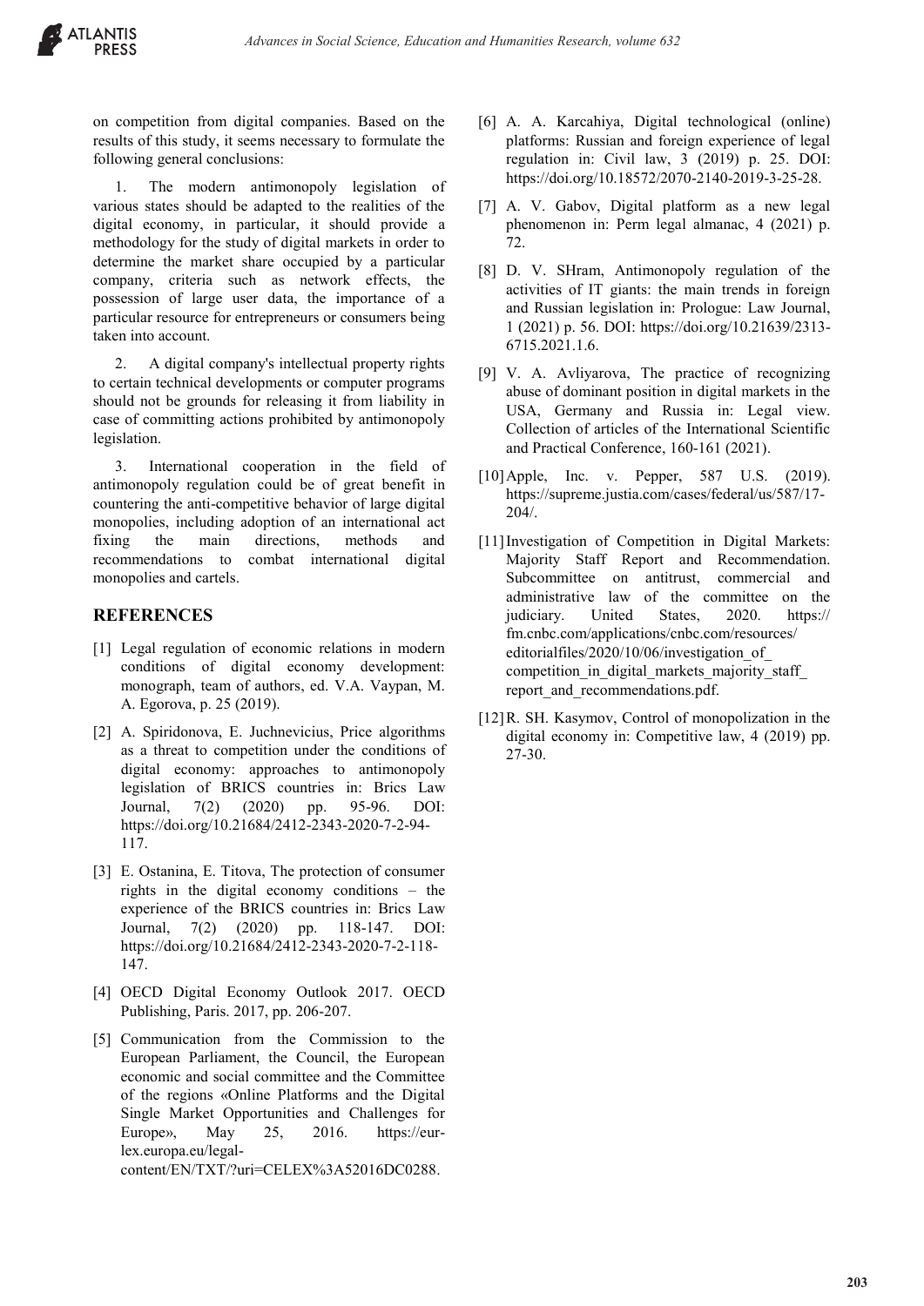on competition from digital companies. Based on the results of this study, it seems necessary to formulate the following general conclusions:

1. The modern antimonopoly legislation of various states should be adapted to the realities of the digital economy, in particular, it should provide a methodology for the study of digital markets in order to determine the market share occupied by a particular company, criteria such as network effects, the possession of large user data, the importance of a particular resource for entrepreneurs or consumers being taken into account.

2. A digital company's intellectual property rights to certain technical developments or computer programs should not be grounds for releasing it from liability in case of committing actions prohibited by antimonopoly legislation.

3. International cooperation in the field of antimonopoly regulation could be of great benefit in countering the anti-competitive behavior of large digital monopolies, including adoption of an international act fixing the main directions, methods and recommendations to combat international digital monopolies and cartels.

## REFERENCES

[1] Legal regulation of economic relations in modern conditions of digital economy development: monograph, team of authors, ed. V.A. Vaypan, M. A. Egorova, p. 25 (2019).

[2] A. Spiridonova, E. Juchnevicius, Price algorithms as a threat to competition under the conditions of digital economy: approaches to antimonopoly legislation of BRICS countries in: Brics Law Journal, 7(2) (2020) pp. 95-96. DOI: https://doi.org/10.21684/2412-2343-2020-7-2-94-117.

[3] E. Ostanina, E. Titova, The protection of consumer rights in the digital economy conditions – the experience of the BRICS countries in: Brics Law Journal, 7(2) (2020) pp. 118-147. DOI: https://doi.org/10.21684/2412-2343-2020-7-2-118-147.

[4] OECD Digital Economy Outlook 2017. OECD Publishing, Paris. 2017, pp. 206-207.

[5] Communication from the Commission to the European Parliament, the Council, the European economic and social committee and the Committee of the regions «Online Platforms and the Digital Single Market Opportunities and Challenges for Europe», May 25, 2016. https://eur-lex.europa.eu/legal-content/EN/TXT/?uri=CELEX%3A52016DC0288.

[6] A. A. Karcahiya, Digital technological (online) platforms: Russian and foreign experience of legal regulation in: Civil law, 3 (2019) p. 25. DOI: https://doi.org/10.18572/2070-2140-2019-3-25-28.

[7] A. V. Gabov, Digital platform as a new legal phenomenon in: Perm legal almanac, 4 (2021) p. 72.

[8] D. V. SHram, Antimonopoly regulation of the activities of IT giants: the main trends in foreign and Russian legislation in: Prologue: Law Journal, 1 (2021) p. 56. DOI: https://doi.org/10.21639/2313-6715.2021.1.6.

[9] V. A. Avliyarova, The practice of recognizing abuse of dominant position in digital markets in the USA, Germany and Russia in: Legal view. Collection of articles of the International Scientific and Practical Conference, 160-161 (2021).

[10] Apple, Inc. v. Pepper, 587 U.S. (2019). https://supreme.justia.com/cases/federal/us/587/17-204/.

[11] Investigation of Competition in Digital Markets: Majority Staff Report and Recommendation. Subcommittee on antitrust, commercial and administrative law of the committee on the judiciary. United States, 2020. https://fm.cnbc.com/applications/cnbc.com/resources/editorialfiles/2020/10/06/investigation_of_competition_in_digital_markets_majority_staff_report_and_recommendations.pdf.

[12] R. SH. Kasymov, Control of monopolization in the digital economy in: Competitive law, 4 (2019) pp. 27-30.